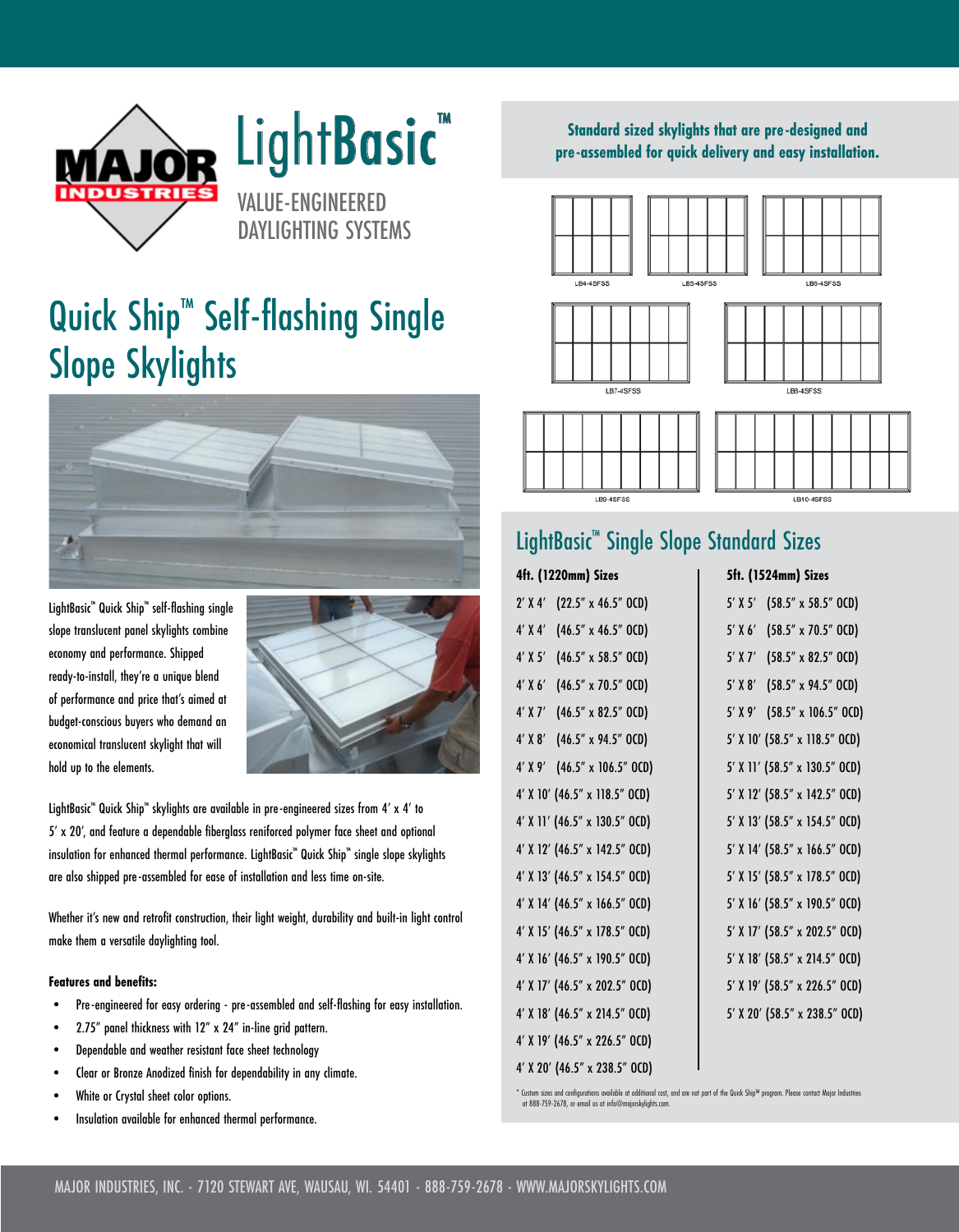LightBasic™

VALUE-ENGINEERED DAYLIGHTING SYSTEMS

# Quick Ship™ Self-flashing Single Slope Skylights

LightBasic™ Quick Ship™ self-flashing single slope translucent panel skylights combine economy and performance. Shipped ready-to-install, they're a unique blend of performance and price that's aimed at budget-conscious buyers who demand an economical translucent skylight that will hold up to the elements.

LightBasic™ Quick Ship™ skylights are available in pre-engineered sizes from 4' x 4' to 5' x 20', and feature a dependable fiberglass reinforced polymer face sheet and optional insulation for enhanced thermal performance. LightBasic™ Quick Ship™ single slope skylights are also shipped pre-assembled for ease of installation and less time on-site.

Whether it's new and retrofit construction, their light weight, durability and built-in light control make them a versatile daylighting tool.

**Features and benefits:**

- Pre-engineered for easy ordering - pre-assembled and self-flashing for easy installation.
- 2.75" panel thickness with 12" x 24" in-line grid pattern.
- Dependable and weather resistant face sheet technology
- Clear or Bronze Anodized finish for dependability in any climate.
- White or Crystal sheet color options.
- Insulation available for enhanced thermal performance.

**Standard sized skylights that are pre-designed and pre-assembled for quick delivery and easy installation.**

LB4-4SFSS   LB5-4SFSS   LB6-4SFSS

LB7-4SFSS   LB8-4SFSS

LB9-4SFSS   LB10-4SFSS

## LightBasic™ Single Slope Standard Sizes

| 4ft. (1220mm) Sizes | 5ft. (1524mm) Sizes |
|---|---|
| 2' X 4' (22.5" x 46.5" OCD) | 5' X 5' (58.5" x 58.5" OCD) |
| 4' X 4' (46.5" x 46.5" OCD) | 5' X 6' (58.5" x 70.5" OCD) |
| 4' X 5' (46.5" x 58.5" OCD) | 5' X 7' (58.5" x 82.5" OCD) |
| 4' X 6' (46.5" x 70.5" OCD) | 5' X 8' (58.5" x 94.5" OCD) |
| 4' X 7' (46.5" x 82.5" OCD) | 5' X 9' (58.5" x 106.5" OCD) |
| 4' X 8' (46.5" x 94.5" OCD) | 5' X 10' (58.5" x 118.5" OCD) |
| 4' X 9' (46.5" x 106.5" OCD) | 5' X 11' (58.5" x 130.5" OCD) |
| 4' X 10' (46.5" x 118.5" OCD) | 5' X 12' (58.5" x 142.5" OCD) |
| 4' X 11' (46.5" x 130.5" OCD) | 5' X 13' (58.5" x 154.5" OCD) |
| 4' X 12' (46.5" x 142.5" OCD) | 5' X 14' (58.5" x 166.5" OCD) |
| 4' X 13' (46.5" x 154.5" OCD) | 5' X 15' (58.5" x 178.5" OCD) |
| 4' X 14' (46.5" x 166.5" OCD) | 5' X 16' (58.5" x 190.5" OCD) |
| 4' X 15' (46.5" x 178.5" OCD) | 5' X 17' (58.5" x 202.5" OCD) |
| 4' X 16' (46.5" x 190.5" OCD) | 5' X 18' (58.5" x 214.5" OCD) |
| 4' X 17' (46.5" x 202.5" OCD) | 5' X 19' (58.5" x 226.5" OCD) |
| 4' X 18' (46.5" x 214.5" OCD) | 5' X 20' (58.5" x 238.5" OCD) |
| 4' X 19' (46.5" x 226.5" OCD) | |
| 4' X 20' (46.5" x 238.5" OCD) | |

* Custom sizes and configurations available at additional cost, and are not part of the Quick Ship™ program. Please contact Major Industries at 888-759-2678, or email us at info@majorskylights.com.

MAJOR INDUSTRIES, INC. - 7120 STEWART AVE, WAUSAU, WI. 54401 - 888-759-2678 - WWW.MAJORSKYLIGHTS.COM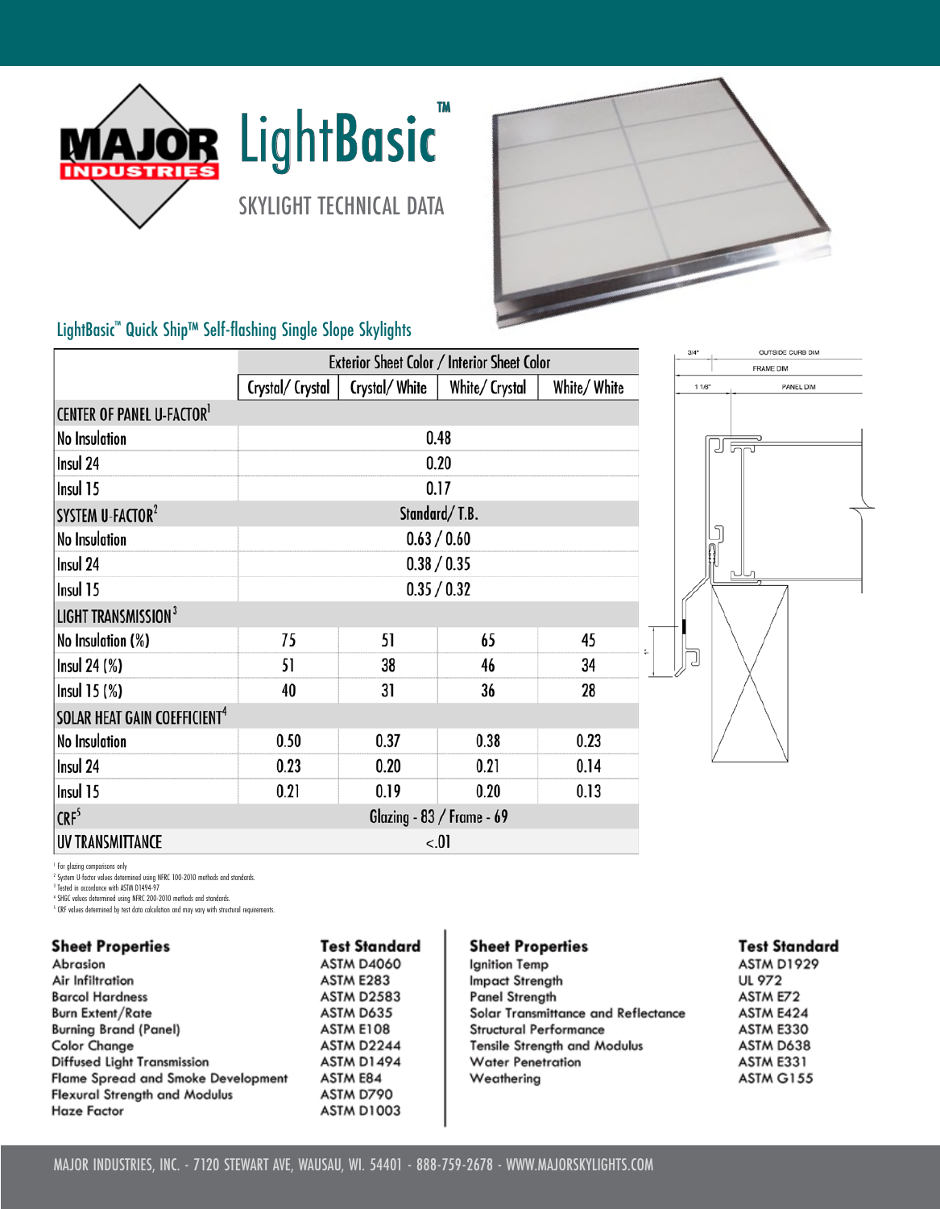# LightBasic™

## SKYLIGHT TECHNICAL DATA

### LightBasic™ Quick Ship™ Self-flashing Single Slope Skylights

| | Exterior Sheet Color / Interior Sheet Color | | | |
|---|---|---|---|---|
| | Crystal/ Crystal | Crystal/ White | White/ Crystal | White/ White |
| CENTER OF PANEL U-FACTOR[1] | | | | |
| No Insulation | 0.48 | | | |
| Insul 24 | 0.20 | | | |
| Insul 15 | 0.17 | | | |
| SYSTEM U-FACTOR[2] | Standard/ T.B. | | | |
| No Insulation | 0.63 / 0.60 | | | |
| Insul 24 | 0.38 / 0.35 | | | |
| Insul 15 | 0.35 / 0.32 | | | |
| LIGHT TRANSMISSION[3] | | | | |
| No Insulation (%) | 75 | 51 | 65 | 45 |
| Insul 24 (%) | 51 | 38 | 46 | 34 |
| Insul 15 (%) | 40 | 31 | 36 | 28 |
| SOLAR HEAT GAIN COEFFICIENT[4] | | | | |
| No Insulation | 0.50 | 0.37 | 0.38 | 0.23 |
| Insul 24 | 0.23 | 0.20 | 0.21 | 0.14 |
| Insul 15 | 0.21 | 0.19 | 0.20 | 0.13 |
| CRF[5] | Glazing - 83 / Frame - 69 | | | |
| UV TRANSMITTANCE | <.01 | | | |

[1] For glazing comparisons only
[2] System U-factor values determined using NFRC 100-2010 methods and standards.
[3] Tested in accordance with ASTM D1494-97
[4] SHGC values determined using NFRC 200-2010 methods and standards.
[5] CRF values determined by test data calculation and may vary with structural requirements.

3/4"
OUTSIDE CURB DIM
FRAME DIM
1 1/8"
PANEL DIM
1"

| Sheet Properties | Test Standard |
|---|---|
| Abrasion | ASTM D4060 |
| Air Infiltration | ASTM E283 |
| Barcol Hardness | ASTM D2583 |
| Burn Extent/Rate | ASTM D635 |
| Burning Brand (Panel) | ASTM E108 |
| Color Change | ASTM D2244 |
| Diffused Light Transmission | ASTM D1494 |
| Flame Spread and Smoke Development | ASTM E84 |
| Flexural Strength and Modulus | ASTM D790 |
| Haze Factor | ASTM D1003 |
| Ignition Temp | ASTM D1929 |
| Impact Strength | UL 972 |
| Panel Strength | ASTM E72 |
| Solar Transmittance and Reflectance | ASTM E424 |
| Structural Performance | ASTM E330 |
| Tensile Strength and Modulus | ASTM D638 |
| Water Penetration | ASTM E331 |
| Weathering | ASTM G155 |

MAJOR INDUSTRIES, INC. - 7120 STEWART AVE, WAUSAU, WI. 54401 - 888-759-2678 - WWW.MAJORSKYLIGHTS.COM